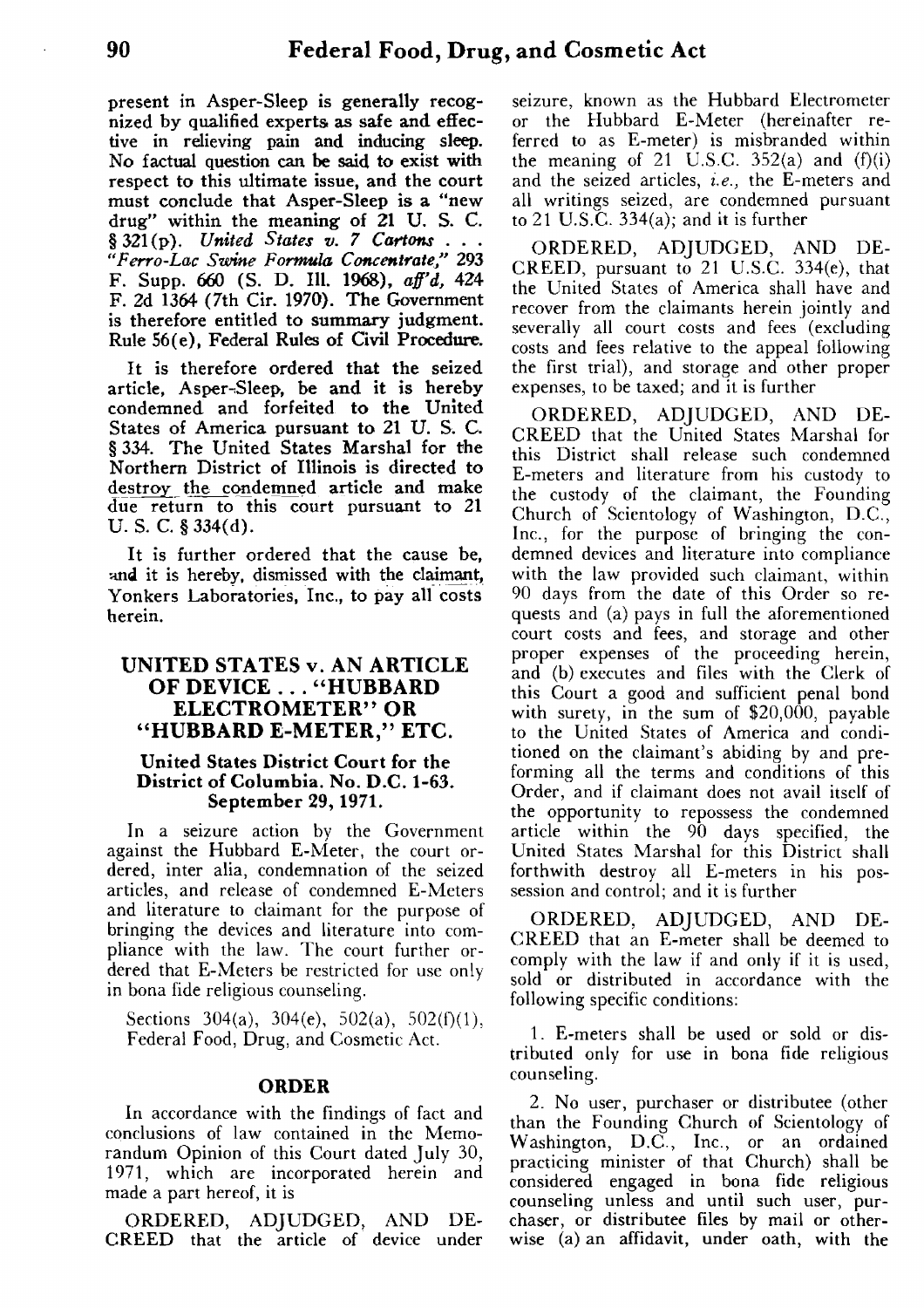present in Asper-Sleep is generally recognized by qualified experts as safe and effective in relieving pain and inducing sleep. No factual question can be said to exist with respect to this ultimate issue, and the court must conclude that Asper-Sleep is a "new drug" within the meaning of 21 U. S. C. § 321(p). *United States v. 7 Cartons . . . "Ferro-Lac Swine Formula Concentrate,"* 293 F. Supp. 660 (S. D. Ill. 1968), *aff'd*, 424 F. 2d 1364 (7th Cir. 1970). The Government is therefore entitled to summary judgment. Rule 56(e), Federal Rules of Civil Procedure.

It is therefore ordered that the seized article, Asper-Sleep, be and it is hereby condemned and forfeited to the United States of America pursuant to 21 U. S. C. § 334. The United States Marshal for the Northern District of Illinois is directed to destroy the condemned article and make due return to this court pursuant to 21 U. S. C. § 334(d).

It is further ordered that the cause be, and it is hereby, dismissed with the claimant, Yonkers Laboratories, Inc., to pay all costs herein.

## UNITED STATES v. AN ARTICLE OF DEVICE . . . "HUBBARD ELECTROMETER" OR "HUBBARD E-METER," ETC.

### United States District Court for the District of Columbia. No. D.C. 1-63. September 29, 1971.

In a seizure action by the Government against the Hubbard E-Meter, the court ordered, inter alia, condemnation of the seized articles, and release of condemned E-Meters and literature to claimant for the purpose of bringing the devices and literature into compliance with the law. The court further ordered that E-Meters be restricted for use only in bona fide religious counseling.

Sections 304(a), 304(e), 502(a), 502(f)(1), Federal Food, Drug, and Cosmetic Act.

#### ORDER

In accordance with the findings of fact and conclusions of law contained in the Memorandum Opinion of this Court dated July 30, 1971, which are incorporated herein and made a part hereof, it is

ORDERED, ADJUDGED, AND DECREED that the article of device under seizure, known as the Hubbard Electrometer or the Hubbard E-Meter (hereinafter referred to as E-meter) is misbranded within the meaning of 21 U.S.C. 352(a) and (f)(i) and the seized articles, *i.e.*, the E-meters and all writings seized, are condemned pursuant to 21 U.S.C. 334(a); and it is further

ORDERED, ADJUDGED, AND DECREED, pursuant to 21 U.S.C. 334(e), that the United States of America shall have and recover from the claimants herein jointly and severally all court costs and fees (excluding costs and fees relative to the appeal following the first trial), and storage and other proper expenses, to be taxed; and it is further

ORDERED, ADJUDGED, AND DECREED that the United States Marshal for this District shall release such condemned E-meters and literature from his custody to the custody of the claimant, the Founding Church of Scientology of Washington, D.C., Inc., for the purpose of bringing the condemned devices and literature into compliance with the law provided such claimant, within 90 days from the date of this Order so requests and (a) pays in full the aforementioned court costs and fees, and storage and other proper expenses of the proceeding herein, and (b) executes and files with the Clerk of this Court a good and sufficient penal bond with surety, in the sum of $20,000, payable to the United States of America and conditioned on the claimant's abiding by and preforming all the terms and conditions of this Order, and if claimant does not avail itself of the opportunity to repossess the condemned article within the 90 days specified, the United States Marshal for this District shall forthwith destroy all E-meters in his possession and control; and it is further

ORDERED, ADJUDGED, AND DECREED that an E-meter shall be deemed to comply with the law if and only if it is used, sold or distributed in accordance with the following specific conditions:

1. E-meters shall be used or sold or distributed only for use in bona fide religious counseling.

2. No user, purchaser or distributee (other than the Founding Church of Scientology of Washington, D.C., Inc., or an ordained practicing minister of that Church) shall be considered engaged in bona fide religious counseling unless and until such user, purchaser, or distributee files by mail or otherwise (a) an affidavit, under oath, with the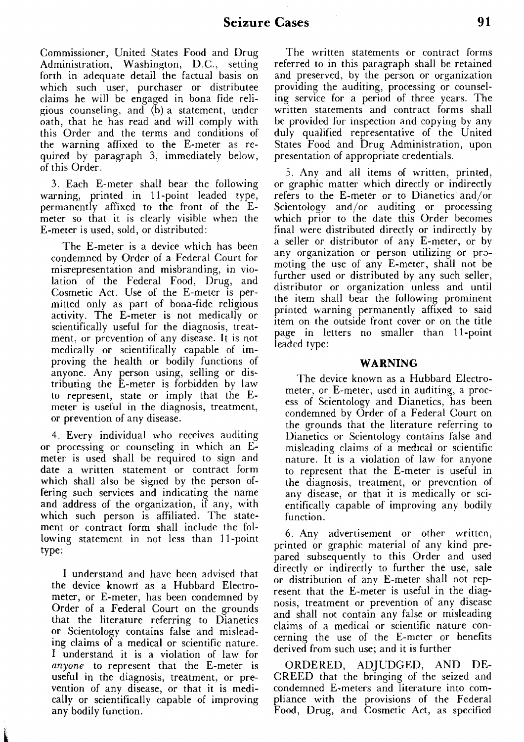Commissioner, United States Food and Drug Administration, Washington, D.C., setting forth in adequate detail the factual basis on which such user, purchaser or distributee claims he will be engaged in bona fide religious counseling, and (b) a statement, under oath, that he has read and will comply with this Order and the terms and conditions of the warning affixed to the E-meter as required by paragraph 3, immediately below, of this Order.

3. Each E-meter shall bear the following warning, printed in 11-point leaded type, permanently affixed to the front of the E-meter so that it is clearly visible when the E-meter is used, sold, or distributed:

> The E-meter is a device which has been condemned by Order of a Federal Court for misrepresentation and misbranding, in violation of the Federal Food, Drug, and Cosmetic Act. Use of the E-meter is permitted only as part of bona-fide religious activity. The E-meter is not medically or scientifically useful for the diagnosis, treatment, or prevention of any disease. It is not medically or scientifically capable of improving the health or bodily functions of anyone. Any person using, selling or distributing the E-meter is forbidden by law to represent, state or imply that the E-meter is useful in the diagnosis, treatment, or prevention of any disease.

4. Every individual who receives auditing or processing or counseling in which an E-meter is used shall be required to sign and date a written statement or contract form which shall also be signed by the person offering such services and indicating the name and address of the organization, if any, with which such person is affiliated. The statement or contract form shall include the following statement in not less than 11-point type:

> I understand and have been advised that the device known as a Hubbard Electrometer, or E-meter, has been condemned by Order of a Federal Court on the grounds that the literature referring to Dianetics or Scientology contains false and misleading claims of a medical or scientific nature. I understand it is a violation of law for *anyone* to represent that the E-meter is useful in the diagnosis, treatment, or prevention of any disease, or that it is medically or scientifically capable of improving any bodily function.

The written statements or contract forms referred to in this paragraph shall be retained and preserved, by the person or organization providing the auditing, processing or counseling service for a period of three years. The written statements and contract forms shall be provided for inspection and copying by any duly qualified representative of the United States Food and Drug Administration, upon presentation of appropriate credentials.

5. Any and all items of written, printed, or graphic matter which directly or indirectly refers to the E-meter or to Dianetics and/or Scientology and/or auditing or processing which prior to the date this Order becomes final were distributed directly or indirectly by a seller or distributor of any E-meter, or by any organization or person utilizing or promoting the use of any E-meter, shall not be further used or distributed by any such seller, distributor or organization unless and until the item shall bear the following prominent printed warning permanently affixed to said item on the outside front cover or on the title page in letters no smaller than 11-point leaded type:

> **WARNING**
>
> The device known as a Hubbard Electrometer, or E-meter, used in auditing, a process of Scientology and Dianetics, has been condemned by Order of a Federal Court on the grounds that the literature referring to Dianetics or Scientology contains false and misleading claims of a medical or scientific nature. It is a violation of law for anyone to represent that the E-meter is useful in the diagnosis, treatment, or prevention of any disease, or that it is medically or scientifically capable of improving any bodily function.

6. Any advertisement or other written, printed or graphic material of any kind prepared subsequently to this Order and used directly or indirectly to further the use, sale or distribution of any E-meter shall not represent that the E-meter is useful in the diagnosis, treatment or prevention of any disease and shall not contain any false or misleading claims of a medical or scientific nature concerning the use of the E-meter or benefits derived from such use; and it is further

ORDERED, ADJUDGED, AND DECREED that the bringing of the seized and condemned E-meters and literature into compliance with the provisions of the Federal Food, Drug, and Cosmetic Act, as specified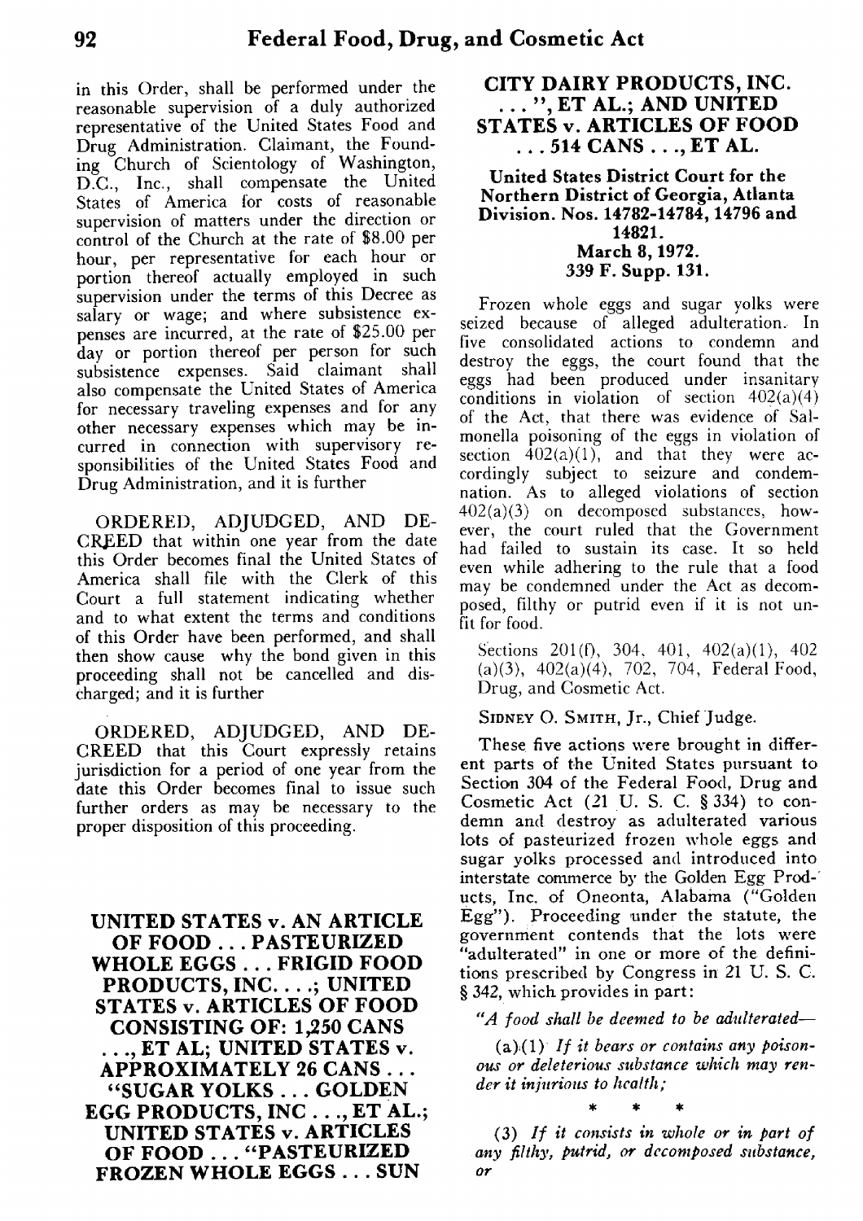in this Order, shall be performed under the reasonable supervision of a duly authorized representative of the United States Food and Drug Administration. Claimant, the Founding Church of Scientology of Washington, D.C., Inc., shall compensate the United States of America for costs of reasonable supervision of matters under the direction or control of the Church at the rate of $8.00 per hour, per representative for each hour or portion thereof actually employed in such supervision under the terms of this Decree as salary or wage; and where subsistence expenses are incurred, at the rate of $25.00 per day or portion thereof per person for such subsistence expenses. Said claimant shall also compensate the United States of America for necessary traveling expenses and for any other necessary expenses which may be incurred in connection with supervisory responsibilities of the United States Food and Drug Administration, and it is further

ORDERED, ADJUDGED, AND DECREED that within one year from the date this Order becomes final the United States of America shall file with the Clerk of this Court a full statement indicating whether and to what extent the terms and conditions of this Order have been performed, and shall then show cause why the bond given in this proceeding shall not be cancelled and discharged; and it is further

ORDERED, ADJUDGED, AND DECREED that this Court expressly retains jurisdiction for a period of one year from the date this Order becomes final to issue such further orders as may be necessary to the proper disposition of this proceeding.

## UNITED STATES v. AN ARTICLE OF FOOD . . . PASTEURIZED WHOLE EGGS . . . FRIGID FOOD PRODUCTS, INC. . . .; UNITED STATES v. ARTICLES OF FOOD CONSISTING OF: 1,250 CANS . . ., ET AL; UNITED STATES v. APPROXIMATELY 26 CANS . . . "SUGAR YOLKS . . . GOLDEN EGG PRODUCTS, INC . . ., ET AL.; UNITED STATES v. ARTICLES OF FOOD . . . "PASTEURIZED FROZEN WHOLE EGGS . . . SUN CITY DAIRY PRODUCTS, INC. . . . ", ET AL.; AND UNITED STATES v. ARTICLES OF FOOD . . . 514 CANS . . ., ET AL.

**United States District Court for the Northern District of Georgia, Atlanta Division. Nos. 14782-14784, 14796 and 14821.**
**March 8, 1972.**
**339 F. Supp. 131.**

Frozen whole eggs and sugar yolks were seized because of alleged adulteration. In five consolidated actions to condemn and destroy the eggs, the court found that the eggs had been produced under insanitary conditions in violation of section 402(a)(4) of the Act, that there was evidence of Salmonella poisoning of the eggs in violation of section 402(a)(1), and that they were accordingly subject to seizure and condemnation. As to alleged violations of section 402(a)(3) on decomposed substances, however, the court ruled that the Government had failed to sustain its case. It so held even while adhering to the rule that a food may be condemned under the Act as decomposed, filthy or putrid even if it is not unfit for food.

Sections 201(f), 304, 401, 402(a)(1), 402(a)(3), 402(a)(4), 702, 704, Federal Food, Drug, and Cosmetic Act.

SIDNEY O. SMITH, Jr., Chief Judge.

These five actions were brought in different parts of the United States pursuant to Section 304 of the Federal Food, Drug and Cosmetic Act (21 U. S. C. § 334) to condemn and destroy as adulterated various lots of pasteurized frozen whole eggs and sugar yolks processed and introduced into interstate commerce by the Golden Egg Products, Inc. of Oneonta, Alabama ("Golden Egg"). Proceeding under the statute, the government contends that the lots were "adulterated" in one or more of the definitions prescribed by Congress in 21 U. S. C. § 342, which provides in part:

*"A food shall be deemed to be adulterated—*

(a)(1) *If it bears or contains any poisonous or deleterious substance which may render it injurious to health;*

\* \* \*

(3) *If it consists in whole or in part of any filthy, putrid, or decomposed substance, or*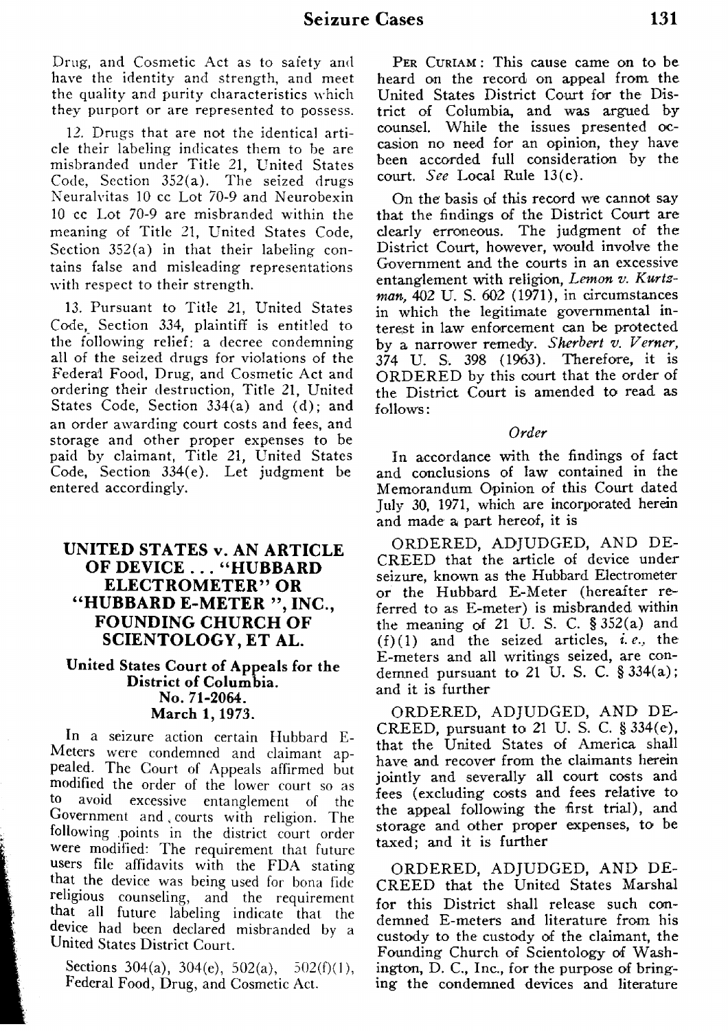Drug, and Cosmetic Act as to safety and have the identity and strength, and meet the quality and purity characteristics which they purport or are represented to possess.

12. Drugs that are not the identical article their labeling indicates them to be are misbranded under Title 21, United States Code, Section 352(a). The seized drugs Neuralvitas 10 cc Lot 70-9 and Neurobexin 10 cc Lot 70-9 are misbranded within the meaning of Title 21, United States Code, Section 352(a) in that their labeling contains false and misleading representations with respect to their strength.

13. Pursuant to Title 21, United States Code, Section 334, plaintiff is entitled to the following relief: a decree condemning all of the seized drugs for violations of the Federal Food, Drug, and Cosmetic Act and ordering their destruction, Title 21, United States Code, Section 334(a) and (d); and an order awarding court costs and fees, and storage and other proper expenses to be paid by claimant, Title 21, United States Code, Section 334(e). Let judgment be entered accordingly.

## UNITED STATES v. AN ARTICLE OF DEVICE . . . "HUBBARD ELECTROMETER" OR "HUBBARD E-METER", INC., FOUNDING CHURCH OF SCIENTOLOGY, ET AL.

**United States Court of Appeals for the District of Columbia.**
**No. 71-2064.**
**March 1, 1973.**

In a seizure action certain Hubbard E-Meters were condemned and claimant appealed. The Court of Appeals affirmed but modified the order of the lower court so as to avoid excessive entanglement of the Government and courts with religion. The following points in the district court order were modified: The requirement that future users file affidavits with the FDA stating that the device was being used for bona fide religious counseling, and the requirement that all future labeling indicate that the device had been declared misbranded by a United States District Court.

Sections 304(a), 304(e), 502(a), 502(f)(1), Federal Food, Drug, and Cosmetic Act.

PER CURIAM: This cause came on to be heard on the record on appeal from the United States District Court for the District of Columbia, and was argued by counsel. While the issues presented occasion no need for an opinion, they have been accorded full consideration by the court. *See* Local Rule 13(c).

On the basis of this record we cannot say that the findings of the District Court are clearly erroneous. The judgment of the District Court, however, would involve the Government and the courts in an excessive entanglement with religion, *Lemon v. Kurtzman,* 402 U. S. 602 (1971), in circumstances in which the legitimate governmental interest in law enforcement can be protected by a narrower remedy. *Sherbert v. Verner,* 374 U. S. 398 (1963). Therefore, it is ORDERED by this court that the order of the District Court is amended to read as follows:

*Order*

In accordance with the findings of fact and conclusions of law contained in the Memorandum Opinion of this Court dated July 30, 1971, which are incorporated herein and made a part hereof, it is

ORDERED, ADJUDGED, AND DECREED that the article of device under seizure, known as the Hubbard Electrometer or the Hubbard E-Meter (hereafter referred to as E-meter) is misbranded within the meaning of 21 U. S. C. § 352(a) and (f)(1) and the seized articles, *i. e.,* the E-meters and all writings seized, are condemned pursuant to 21 U. S. C. § 334(a); and it is further

ORDERED, ADJUDGED, AND DECREED, pursuant to 21 U. S. C. § 334(e), that the United States of America shall have and recover from the claimants herein jointly and severally all court costs and fees (excluding costs and fees relative to the appeal following the first trial), and storage and other proper expenses, to be taxed; and it is further

ORDERED, ADJUDGED, AND DECREED that the United States Marshal for this District shall release such condemned E-meters and literature from his custody to the custody of the claimant, the Founding Church of Scientology of Washington, D. C., Inc., for the purpose of bringing the condemned devices and literature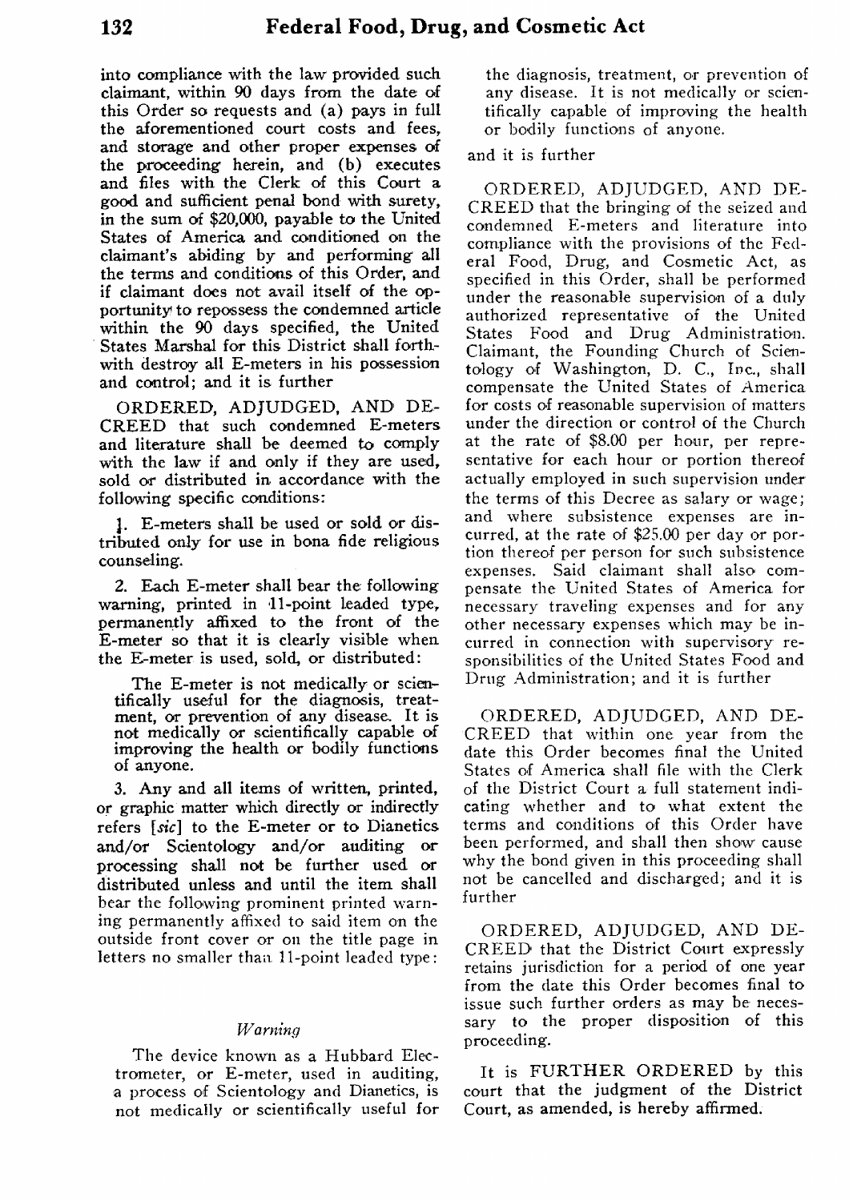into compliance with the law provided such claimant, within 90 days from the date of this Order so requests and (a) pays in full the aforementioned court costs and fees, and storage and other proper expenses of the proceeding herein, and (b) executes and files with the Clerk of this Court a good and sufficient penal bond with surety, in the sum of $20,000, payable to the United States of America and conditioned on the claimant's abiding by and performing all the terms and conditions of this Order, and if claimant does not avail itself of the opportunity to repossess the condemned article within the 90 days specified, the United States Marshal for this District shall forthwith destroy all E-meters in his possession and control; and it is further

ORDERED, ADJUDGED, AND DECREED that such condemned E-meters and literature shall be deemed to comply with the law if and only if they are used, sold or distributed in accordance with the following specific conditions:

1. E-meters shall be used or sold or distributed only for use in bona fide religious counseling.

2. Each E-meter shall bear the following warning, printed in 11-point leaded type, permanently affixed to the front of the E-meter so that it is clearly visible when the E-meter is used, sold, or distributed:

> The E-meter is not medically or scientifically useful for the diagnosis, treatment, or prevention of any disease. It is not medically or scientifically capable of improving the health or bodily functions of anyone.

3. Any and all items of written, printed, or graphic matter which directly or indirectly refers [*sic*] to the E-meter or to Dianetics and/or Scientology and/or auditing or processing shall not be further used or distributed unless and until the item shall bear the following prominent printed warning permanently affixed to said item on the outside front cover or on the title page in letters no smaller than 11-point leaded type:

> *Warning*
>
> The device known as a Hubbard Electrometer, or E-meter, used in auditing, a process of Scientology and Dianetics, is not medically or scientifically useful for the diagnosis, treatment, or prevention of any disease. It is not medically or scientifically capable of improving the health or bodily functions of anyone.

and it is further

ORDERED, ADJUDGED, AND DECREED that the bringing of the seized and condemned E-meters and literature into compliance with the provisions of the Federal Food, Drug, and Cosmetic Act, as specified in this Order, shall be performed under the reasonable supervision of a duly authorized representative of the United States Food and Drug Administration. Claimant, the Founding Church of Scientology of Washington, D. C., Inc., shall compensate the United States of America for costs of reasonable supervision of matters under the direction or control of the Church at the rate of $8.00 per hour, per representative for each hour or portion thereof actually employed in such supervision under the terms of this Decree as salary or wage; and where subsistence expenses are incurred, at the rate of $25.00 per day or portion thereof per person for such subsistence expenses. Said claimant shall also compensate the United States of America for necessary traveling expenses and for any other necessary expenses which may be incurred in connection with supervisory responsibilities of the United States Food and Drug Administration; and it is further

ORDERED, ADJUDGED, AND DECREED that within one year from the date this Order becomes final the United States of America shall file with the Clerk of the District Court a full statement indicating whether and to what extent the terms and conditions of this Order have been performed, and shall then show cause why the bond given in this proceeding shall not be cancelled and discharged; and it is further

ORDERED, ADJUDGED, AND DECREED that the District Court expressly retains jurisdiction for a period of one year from the date this Order becomes final to issue such further orders as may be necessary to the proper disposition of this proceeding.

It is FURTHER ORDERED by this court that the judgment of the District Court, as amended, is hereby affirmed.